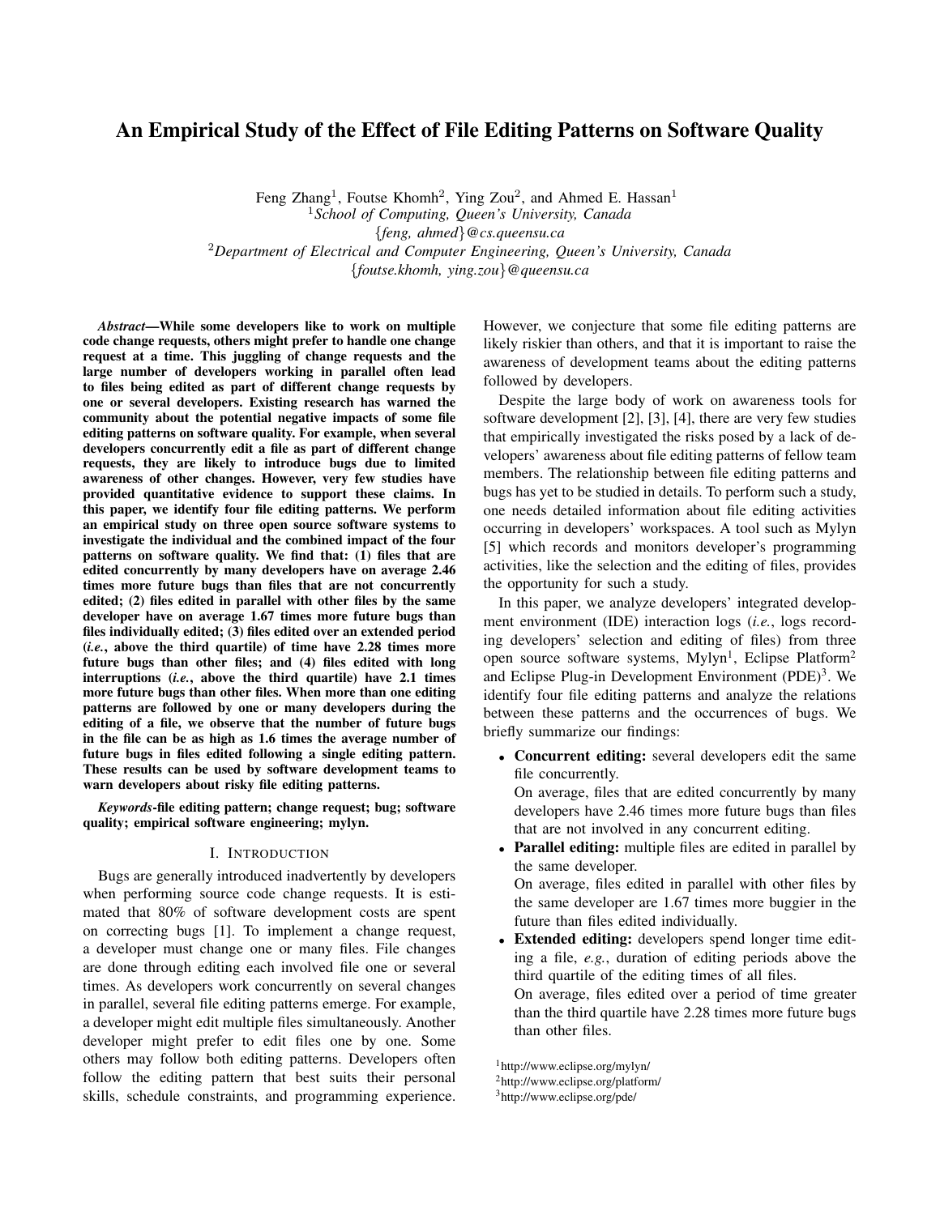# An Empirical Study of the Effect of File Editing Patterns on Software Quality

Feng Zhang[1], Foutse Khomh[2], Ying Zou[2], and Ahmed E. Hassan[1]

[1]*School of Computing, Queen's University, Canada*
{*feng, ahmed*}*@cs.queensu.ca*

[2]*Department of Electrical and Computer Engineering, Queen's University, Canada*
{*foutse.khomh, ying.zou*}*@queensu.ca*

***Abstract*—While some developers like to work on multiple code change requests, others might prefer to handle one change request at a time. This juggling of change requests and the large number of developers working in parallel often lead to files being edited as part of different change requests by one or several developers. Existing research has warned the community about the potential negative impacts of some file editing patterns on software quality. For example, when several developers concurrently edit a file as part of different change requests, they are likely to introduce bugs due to limited awareness of other changes. However, very few studies have provided quantitative evidence to support these claims. In this paper, we identify four file editing patterns. We perform an empirical study on three open source software systems to investigate the individual and the combined impact of the four patterns on software quality. We find that: (1) files that are edited concurrently by many developers have on average 2.46 times more future bugs than files that are not concurrently edited; (2) files edited in parallel with other files by the same developer have on average 1.67 times more future bugs than files individually edited; (3) files edited over an extended period (*i.e.*, above the third quartile) of time have 2.28 times more future bugs than other files; and (4) files edited with long interruptions (*i.e.*, above the third quartile) have 2.1 times more future bugs than other files. When more than one editing patterns are followed by one or many developers during the editing of a file, we observe that the number of future bugs in the file can be as high as 1.6 times the average number of future bugs in files edited following a single editing pattern. These results can be used by software development teams to warn developers about risky file editing patterns.**

***Keywords*-file editing pattern; change request; bug; software quality; empirical software engineering; mylyn.**

## I. Introduction

Bugs are generally introduced inadvertently by developers when performing source code change requests. It is estimated that 80% of software development costs are spent on correcting bugs [1]. To implement a change request, a developer must change one or many files. File changes are done through editing each involved file one or several times. As developers work concurrently on several changes in parallel, several file editing patterns emerge. For example, a developer might edit multiple files simultaneously. Another developer might prefer to edit files one by one. Some others may follow both editing patterns. Developers often follow the editing pattern that best suits their personal skills, schedule constraints, and programming experience. However, we conjecture that some file editing patterns are likely riskier than others, and that it is important to raise the awareness of development teams about the editing patterns followed by developers.

Despite the large body of work on awareness tools for software development [2], [3], [4], there are very few studies that empirically investigated the risks posed by a lack of developers' awareness about file editing patterns of fellow team members. The relationship between file editing patterns and bugs has yet to be studied in details. To perform such a study, one needs detailed information about file editing activities occurring in developers' workspaces. A tool such as Mylyn [5] which records and monitors developer's programming activities, like the selection and the editing of files, provides the opportunity for such a study.

In this paper, we analyze developers' integrated development environment (IDE) interaction logs (*i.e.*, logs recording developers' selection and editing of files) from three open source software systems, Mylyn[1], Eclipse Platform[2] and Eclipse Plug-in Development Environment (PDE)[3]. We identify four file editing patterns and analyze the relations between these patterns and the occurrences of bugs. We briefly summarize our findings:

- **Concurrent editing:** several developers edit the same file concurrently.
  On average, files that are edited concurrently by many developers have 2.46 times more future bugs than files that are not involved in any concurrent editing.
- **Parallel editing:** multiple files are edited in parallel by the same developer.
  On average, files edited in parallel with other files by the same developer are 1.67 times more buggier in the future than files edited individually.
- **Extended editing:** developers spend longer time editing a file, *e.g.*, duration of editing periods above the third quartile of the editing times of all files.
  On average, files edited over a period of time greater than the third quartile have 2.28 times more future bugs than other files.

[1]http://www.eclipse.org/mylyn/
[2]http://www.eclipse.org/platform/
[3]http://www.eclipse.org/pde/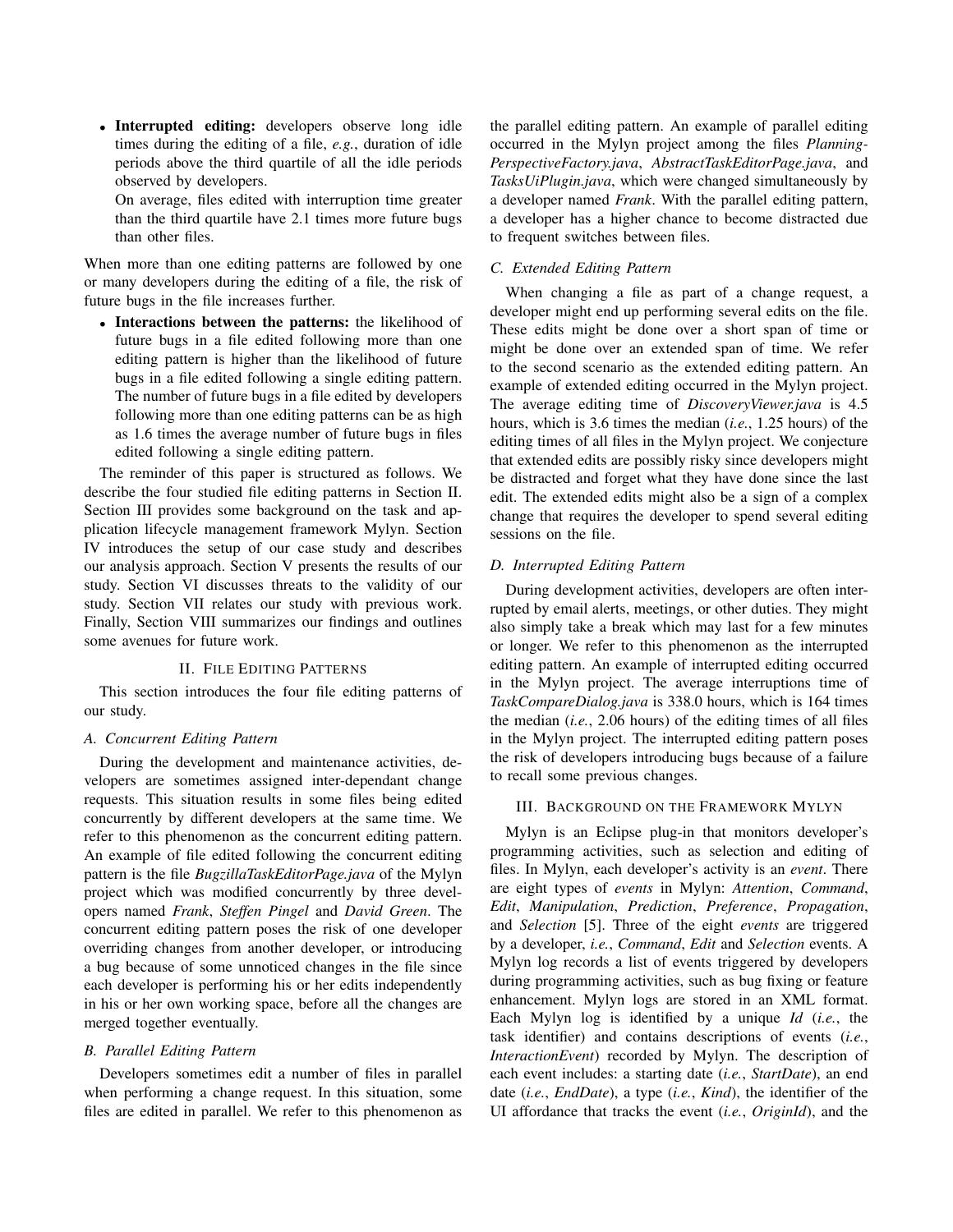- **Interrupted editing:** developers observe long idle times during the editing of a file, *e.g.*, duration of idle periods above the third quartile of all the idle periods observed by developers.

  On average, files edited with interruption time greater than the third quartile have 2.1 times more future bugs than other files.

When more than one editing patterns are followed by one or many developers during the editing of a file, the risk of future bugs in the file increases further.

- **Interactions between the patterns:** the likelihood of future bugs in a file edited following more than one editing pattern is higher than the likelihood of future bugs in a file edited following a single editing pattern. The number of future bugs in a file edited by developers following more than one editing patterns can be as high as 1.6 times the average number of future bugs in files edited following a single editing pattern.

The reminder of this paper is structured as follows. We describe the four studied file editing patterns in Section II. Section III provides some background on the task and application lifecycle management framework Mylyn. Section IV introduces the setup of our case study and describes our analysis approach. Section V presents the results of our study. Section VI discusses threats to the validity of our study. Section VII relates our study with previous work. Finally, Section VIII summarizes our findings and outlines some avenues for future work.

## II. File Editing Patterns

This section introduces the four file editing patterns of our study.

### A. Concurrent Editing Pattern

During the development and maintenance activities, developers are sometimes assigned inter-dependant change requests. This situation results in some files being edited concurrently by different developers at the same time. We refer to this phenomenon as the concurrent editing pattern. An example of file edited following the concurrent editing pattern is the file *BugzillaTaskEditorPage.java* of the Mylyn project which was modified concurrently by three developers named *Frank*, *Steffen Pingel* and *David Green*. The concurrent editing pattern poses the risk of one developer overriding changes from another developer, or introducing a bug because of some unnoticed changes in the file since each developer is performing his or her edits independently in his or her own working space, before all the changes are merged together eventually.

### B. Parallel Editing Pattern

Developers sometimes edit a number of files in parallel when performing a change request. In this situation, some files are edited in parallel. We refer to this phenomenon as the parallel editing pattern. An example of parallel editing occurred in the Mylyn project among the files *PlanningPerspectiveFactory.java*, *AbstractTaskEditorPage.java*, and *TasksUiPlugin.java*, which were changed simultaneously by a developer named *Frank*. With the parallel editing pattern, a developer has a higher chance to become distracted due to frequent switches between files.

### C. Extended Editing Pattern

When changing a file as part of a change request, a developer might end up performing several edits on the file. These edits might be done over a short span of time or might be done over an extended span of time. We refer to the second scenario as the extended editing pattern. An example of extended editing occurred in the Mylyn project. The average editing time of *DiscoveryViewer.java* is 4.5 hours, which is 3.6 times the median (*i.e.*, 1.25 hours) of the editing times of all files in the Mylyn project. We conjecture that extended edits are possibly risky since developers might be distracted and forget what they have done since the last edit. The extended edits might also be a sign of a complex change that requires the developer to spend several editing sessions on the file.

### D. Interrupted Editing Pattern

During development activities, developers are often interrupted by email alerts, meetings, or other duties. They might also simply take a break which may last for a few minutes or longer. We refer to this phenomenon as the interrupted editing pattern. An example of interrupted editing occurred in the Mylyn project. The average interruptions time of *TaskCompareDialog.java* is 338.0 hours, which is 164 times the median (*i.e.*, 2.06 hours) of the editing times of all files in the Mylyn project. The interrupted editing pattern poses the risk of developers introducing bugs because of a failure to recall some previous changes.

## III. Background on the Framework Mylyn

Mylyn is an Eclipse plug-in that monitors developer's programming activities, such as selection and editing of files. In Mylyn, each developer's activity is an *event*. There are eight types of *events* in Mylyn: *Attention*, *Command*, *Edit*, *Manipulation*, *Prediction*, *Preference*, *Propagation*, and *Selection* [5]. Three of the eight *events* are triggered by a developer, *i.e.*, *Command*, *Edit* and *Selection* events. A Mylyn log records a list of events triggered by developers during programming activities, such as bug fixing or feature enhancement. Mylyn logs are stored in an XML format. Each Mylyn log is identified by a unique *Id* (*i.e.*, the task identifier) and contains descriptions of events (*i.e.*, *InteractionEvent*) recorded by Mylyn. The description of each event includes: a starting date (*i.e.*, *StartDate*), an end date (*i.e.*, *EndDate*), a type (*i.e.*, *Kind*), the identifier of the UI affordance that tracks the event (*i.e.*, *OriginId*), and the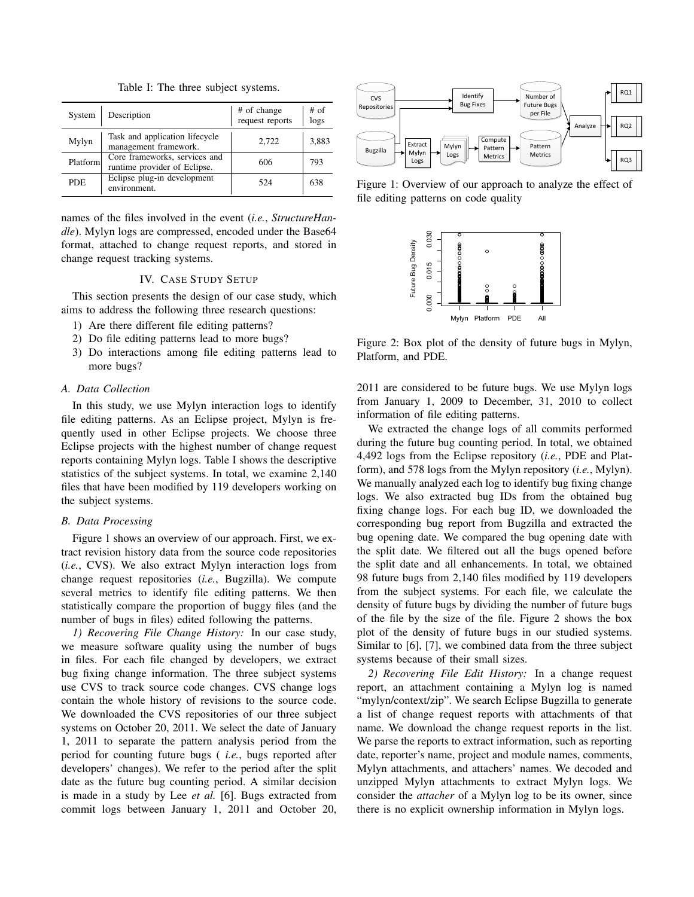Table I: The three subject systems.

| System | Description | # of change request reports | # of logs |
| --- | --- | --- | --- |
| Mylyn | Task and application lifecycle management framework. | 2,722 | 3,883 |
| Platform | Core frameworks, services and runtime provider of Eclipse. | 606 | 793 |
| PDE | Eclipse plug-in development environment. | 524 | 638 |

names of the files involved in the event (*i.e.*, *StructureHandle*). Mylyn logs are compressed, encoded under the Base64 format, attached to change request reports, and stored in change request tracking systems.

## IV. CASE STUDY SETUP

This section presents the design of our case study, which aims to address the following three research questions:

1) Are there different file editing patterns?
2) Do file editing patterns lead to more bugs?
3) Do interactions among file editing patterns lead to more bugs?

### *A. Data Collection*

In this study, we use Mylyn interaction logs to identify file editing patterns. As an Eclipse project, Mylyn is frequently used in other Eclipse projects. We choose three Eclipse projects with the highest number of change request reports containing Mylyn logs. Table I shows the descriptive statistics of the subject systems. In total, we examine 2,140 files that have been modified by 119 developers working on the subject systems.

### *B. Data Processing*

Figure 1 shows an overview of our approach. First, we extract revision history data from the source code repositories (*i.e.*, CVS). We also extract Mylyn interaction logs from change request repositories (*i.e.*, Bugzilla). We compute several metrics to identify file editing patterns. We then statistically compare the proportion of buggy files (and the number of bugs in files) edited following the patterns.

*1) Recovering File Change History:* In our case study, we measure software quality using the number of bugs in files. For each file changed by developers, we extract bug fixing change information. The three subject systems use CVS to track source code changes. CVS change logs contain the whole history of revisions to the source code. We downloaded the CVS repositories of our three subject systems on October 20, 2011. We select the date of January 1, 2011 to separate the pattern analysis period from the period for counting future bugs ( *i.e.*, bugs reported after developers' changes). We refer to the period after the split date as the future bug counting period. A similar decision is made in a study by Lee *et al.* [6]. Bugs extracted from commit logs between January 1, 2011 and October 20, 2011 are considered to be future bugs. We use Mylyn logs from January 1, 2009 to December, 31, 2010 to collect information of file editing patterns.

Figure 1: Overview of our approach to analyze the effect of file editing patterns on code quality

Figure 2: Box plot of the density of future bugs in Mylyn, Platform, and PDE.

We extracted the change logs of all commits performed during the future bug counting period. In total, we obtained 4,492 logs from the Eclipse repository (*i.e.*, PDE and Platform), and 578 logs from the Mylyn repository (*i.e.*, Mylyn). We manually analyzed each log to identify bug fixing change logs. We also extracted bug IDs from the obtained bug fixing change logs. For each bug ID, we downloaded the corresponding bug report from Bugzilla and extracted the bug opening date. We compared the bug opening date with the split date. We filtered out all the bugs opened before the split date and all enhancements. In total, we obtained 98 future bugs from 2,140 files modified by 119 developers from the subject systems. For each file, we calculate the density of future bugs by dividing the number of future bugs of the file by the size of the file. Figure 2 shows the box plot of the density of future bugs in our studied systems. Similar to [6], [7], we combined data from the three subject systems because of their small sizes.

*2) Recovering File Edit History:* In a change request report, an attachment containing a Mylyn log is named "mylyn/context/zip". We search Eclipse Bugzilla to generate a list of change request reports with attachments of that name. We download the change request reports in the list. We parse the reports to extract information, such as reporting date, reporter's name, project and module names, comments, Mylyn attachments, and attachers' names. We decoded and unzipped Mylyn attachments to extract Mylyn logs. We consider the *attacher* of a Mylyn log to be its owner, since there is no explicit ownership information in Mylyn logs.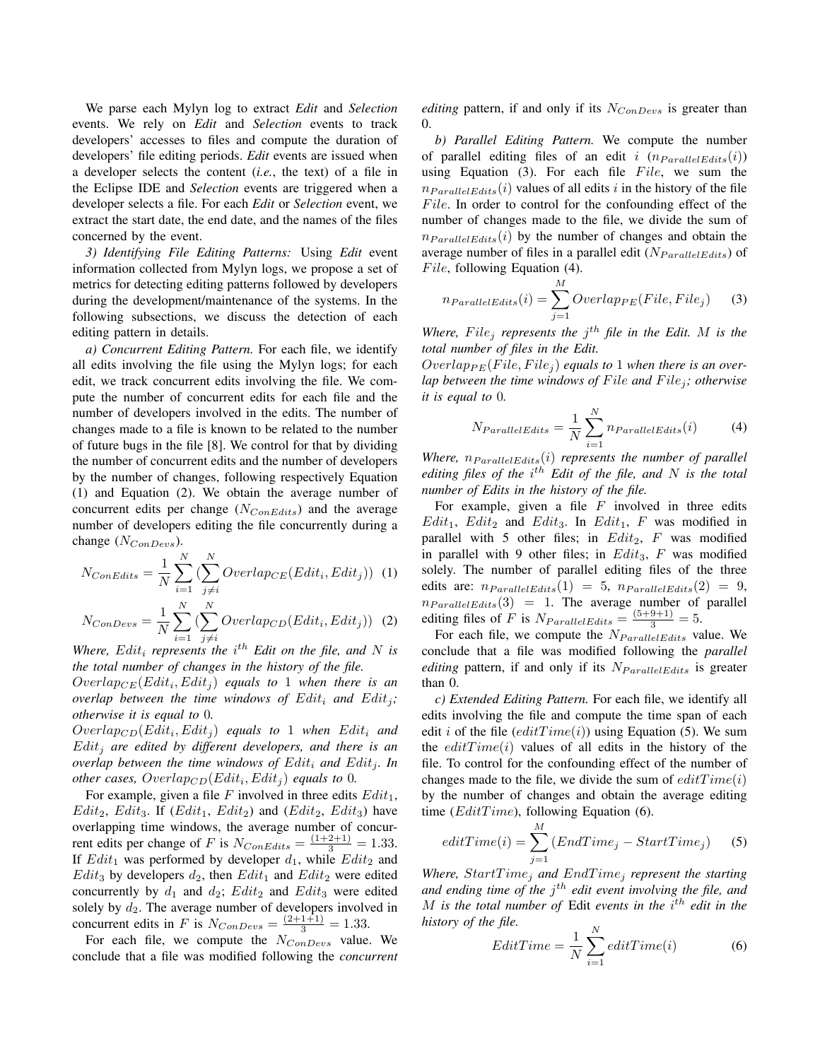We parse each Mylyn log to extract *Edit* and *Selection* events. We rely on *Edit* and *Selection* events to track developers' accesses to files and compute the duration of developers' file editing periods. *Edit* events are issued when a developer selects the content (*i.e.*, the text) of a file in the Eclipse IDE and *Selection* events are triggered when a developer selects a file. For each *Edit* or *Selection* event, we extract the start date, the end date, and the names of the files concerned by the event.

*3) Identifying File Editing Patterns:* Using *Edit* event information collected from Mylyn logs, we propose a set of metrics for detecting editing patterns followed by developers during the development/maintenance of the systems. In the following subsections, we discuss the detection of each editing pattern in details.

*a) Concurrent Editing Pattern.* For each file, we identify all edits involving the file using the Mylyn logs; for each edit, we track concurrent edits involving the file. We compute the number of concurrent edits for each file and the number of developers involved in the edits. The number of changes made to a file is known to be related to the number of future bugs in the file [8]. We control for that by dividing the number of concurrent edits and the number of developers by the number of changes, following respectively Equation (1) and Equation (2). We obtain the average number of concurrent edits per change ($N_{ConEdits}$) and the average number of developers editing the file concurrently during a change ($N_{ConDevs}$).

$$N_{ConEdits} = \frac{1}{N}\sum_{i=1}^{N}(\sum_{j \neq i}^{N} Overlap_{CE}(Edit_i, Edit_j)) \quad (1)$$

$$N_{ConDevs} = \frac{1}{N}\sum_{i=1}^{N}(\sum_{j \neq i}^{N} Overlap_{CD}(Edit_i, Edit_j)) \quad (2)$$

*Where, $Edit_i$ represents the $i^{th}$ Edit on the file, and $N$ is the total number of changes in the history of the file.*
*$Overlap_{CE}(Edit_i, Edit_j)$ equals to 1 when there is an overlap between the time windows of $Edit_i$ and $Edit_j$; otherwise it is equal to 0.*
*$Overlap_{CD}(Edit_i, Edit_j)$ equals to 1 when $Edit_i$ and $Edit_j$ are edited by different developers, and there is an overlap between the time windows of $Edit_i$ and $Edit_j$. In other cases, $Overlap_{CD}(Edit_i, Edit_j)$ equals to 0.*

For example, given a file $F$ involved in three edits $Edit_1$, $Edit_2$, $Edit_3$. If ($Edit_1$, $Edit_2$) and ($Edit_2$, $Edit_3$) have overlapping time windows, the average number of concurrent edits per change of $F$ is $N_{ConEdits} = \frac{(1+2+1)}{3} = 1.33$. If $Edit_1$ was performed by developer $d_1$, while $Edit_2$ and $Edit_3$ by developers $d_2$, then $Edit_1$ and $Edit_2$ were edited concurrently by $d_1$ and $d_2$; $Edit_2$ and $Edit_3$ were edited solely by $d_2$. The average number of developers involved in concurrent edits in $F$ is $N_{ConDevs} = \frac{(2+1+1)}{3} = 1.33$.

For each file, we compute the $N_{ConDevs}$ value. We conclude that a file was modified following the *concurrent editing* pattern, if and only if its $N_{ConDevs}$ is greater than 0.

*b) Parallel Editing Pattern.* We compute the number of parallel editing files of an edit $i$ ($n_{ParallelEdits}(i)$) using Equation (3). For each file $File$, we sum the $n_{ParallelEdits}(i)$ values of all edits $i$ in the history of the file $File$. In order to control for the confounding effect of the number of changes made to the file, we divide the sum of $n_{ParallelEdits}(i)$ by the number of changes and obtain the average number of files in a parallel edit ($N_{ParallelEdits}$) of $File$, following Equation (4).

$$n_{ParallelEdits}(i) = \sum_{j=1}^{M} Overlap_{PE}(File, File_j) \quad (3)$$

*Where, $File_j$ represents the $j^{th}$ file in the Edit. $M$ is the total number of files in the Edit.*
*$Overlap_{PE}(File, File_j)$ equals to 1 when there is an overlap between the time windows of $File$ and $File_j$; otherwise it is equal to 0.*

$$N_{ParallelEdits} = \frac{1}{N}\sum_{i=1}^{N} n_{ParallelEdits}(i) \quad (4)$$

*Where, $n_{ParallelEdits}(i)$ represents the number of parallel editing files of the $i^{th}$ Edit of the file, and $N$ is the total number of Edits in the history of the file.*

For example, given a file $F$ involved in three edits $Edit_1$, $Edit_2$ and $Edit_3$. In $Edit_1$, $F$ was modified in parallel with 5 other files; in $Edit_2$, $F$ was modified in parallel with 9 other files; in $Edit_3$, $F$ was modified solely. The number of parallel editing files of the three edits are: $n_{ParallelEdits}(1) = 5$, $n_{ParallelEdits}(2) = 9$, $n_{ParallelEdits}(3) = 1$. The average number of parallel editing files of $F$ is $N_{ParallelEdits} = \frac{(5+9+1)}{3} = 5$.

For each file, we compute the $N_{ParallelEdits}$ value. We conclude that a file was modified following the *parallel editing* pattern, if and only if its $N_{ParallelEdits}$ is greater than 0.

*c) Extended Editing Pattern.* For each file, we identify all edits involving the file and compute the time span of each edit $i$ of the file ($editTime(i)$) using Equation (5). We sum the $editTime(i)$ values of all edits in the history of the file. To control for the confounding effect of the number of changes made to the file, we divide the sum of $editTime(i)$ by the number of changes and obtain the average editing time ($EditTime$), following Equation (6).

$$editTime(i) = \sum_{j=1}^{M}(EndTime_j - StartTime_j) \quad (5)$$

*Where, $StartTime_j$ and $EndTime_j$ represent the starting and ending time of the $j^{th}$ edit event involving the file, and $M$ is the total number of* Edit *events in the $i^{th}$ edit in the history of the file.*

$$EditTime = \frac{1}{N}\sum_{i=1}^{N} editTime(i) \quad (6)$$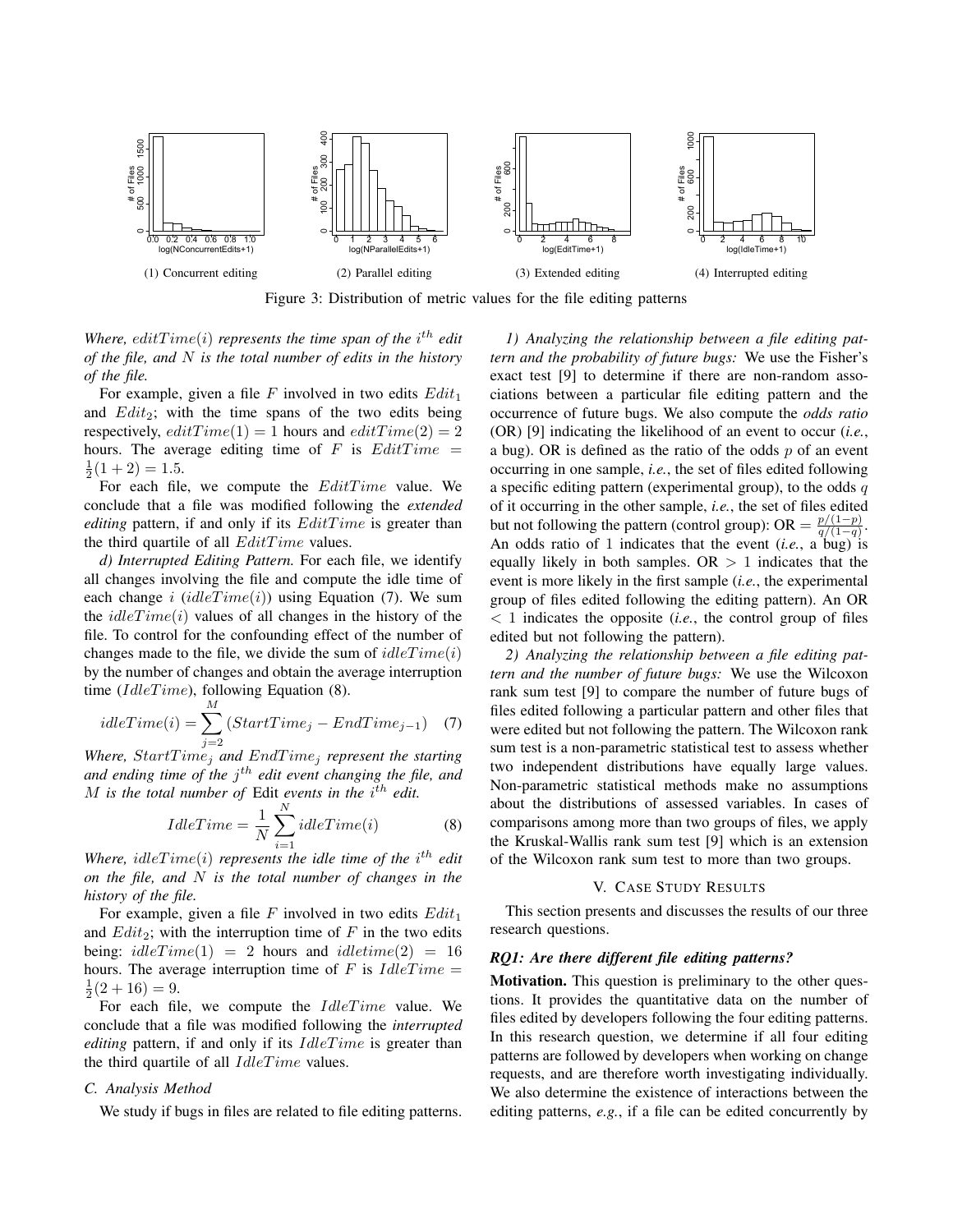(1) Concurrent editing (2) Parallel editing (3) Extended editing (4) Interrupted editing

Figure 3: Distribution of metric values for the file editing patterns

*Where, $editTime(i)$ represents the time span of the $i^{th}$ edit of the file, and $N$ is the total number of edits in the history of the file.*

For example, given a file $F$ involved in two edits $Edit_1$ and $Edit_2$; with the time spans of the two edits being respectively, $editTime(1) = 1$ hours and $editTime(2) = 2$ hours. The average editing time of $F$ is $EditTime = \frac{1}{2}(1 + 2) = 1.5$.

For each file, we compute the $EditTime$ value. We conclude that a file was modified following the *extended editing* pattern, if and only if its $EditTime$ is greater than the third quartile of all $EditTime$ values.

*d) Interrupted Editing Pattern.* For each file, we identify all changes involving the file and compute the idle time of each change $i$ ($idleTime(i)$) using Equation (7). We sum the $idleTime(i)$ values of all changes in the history of the file. To control for the confounding effect of the number of changes made to the file, we divide the sum of $idleTime(i)$ by the number of changes and obtain the average interruption time ($IdleTime$), following Equation (8).

$$idleTime(i) = \sum_{j=2}^{M} (StartTime_j - EndTime_{j-1}) \quad (7)$$

*Where, $StartTime_j$ and $EndTime_j$ represent the starting and ending time of the $j^{th}$ edit event changing the file, and $M$ is the total number of* Edit *events in the $i^{th}$ edit.*

$$IdleTime = \frac{1}{N} \sum_{i=1}^{N} idleTime(i) \quad (8)$$

*Where, $idleTime(i)$ represents the idle time of the $i^{th}$ edit on the file, and $N$ is the total number of changes in the history of the file.*

For example, given a file $F$ involved in two edits $Edit_1$ and $Edit_2$; with the interruption time of $F$ in the two edits being: $idleTime(1) = 2$ hours and $idletime(2) = 16$ hours. The average interruption time of $F$ is $IdleTime = \frac{1}{2}(2 + 16) = 9$.

For each file, we compute the $IdleTime$ value. We conclude that a file was modified following the *interrupted editing* pattern, if and only if its $IdleTime$ is greater than the third quartile of all $IdleTime$ values.

### C. Analysis Method

We study if bugs in files are related to file editing patterns.

*1) Analyzing the relationship between a file editing pattern and the probability of future bugs:* We use the Fisher's exact test [9] to determine if there are non-random associations between a particular file editing pattern and the occurrence of future bugs. We also compute the *odds ratio* (OR) [9] indicating the likelihood of an event to occur (*i.e.*, a bug). OR is defined as the ratio of the odds $p$ of an event occurring in one sample, *i.e.*, the set of files edited following a specific editing pattern (experimental group), to the odds $q$ of it occurring in the other sample, *i.e.*, the set of files edited but not following the pattern (control group): $\text{OR} = \frac{p/(1-p)}{q/(1-q)}$. An odds ratio of 1 indicates that the event (*i.e.*, a bug) is equally likely in both samples. OR $> 1$ indicates that the event is more likely in the first sample (*i.e.*, the experimental group of files edited following the editing pattern). An OR $< 1$ indicates the opposite (*i.e.*, the control group of files edited but not following the pattern).

*2) Analyzing the relationship between a file editing pattern and the number of future bugs:* We use the Wilcoxon rank sum test [9] to compare the number of future bugs of files edited following a particular pattern and other files that were edited but not following the pattern. The Wilcoxon rank sum test is a non-parametric statistical test to assess whether two independent distributions have equally large values. Non-parametric statistical methods make no assumptions about the distributions of assessed variables. In cases of comparisons among more than two groups of files, we apply the Kruskal-Wallis rank sum test [9] which is an extension of the Wilcoxon rank sum test to more than two groups.

## V. Case Study Results

This section presents and discusses the results of our three research questions.

### *RQ1: Are there different file editing patterns?*

**Motivation.** This question is preliminary to the other questions. It provides the quantitative data on the number of files edited by developers following the four editing patterns. In this research question, we determine if all four editing patterns are followed by developers when working on change requests, and are therefore worth investigating individually. We also determine the existence of interactions between the editing patterns, *e.g.*, if a file can be edited concurrently by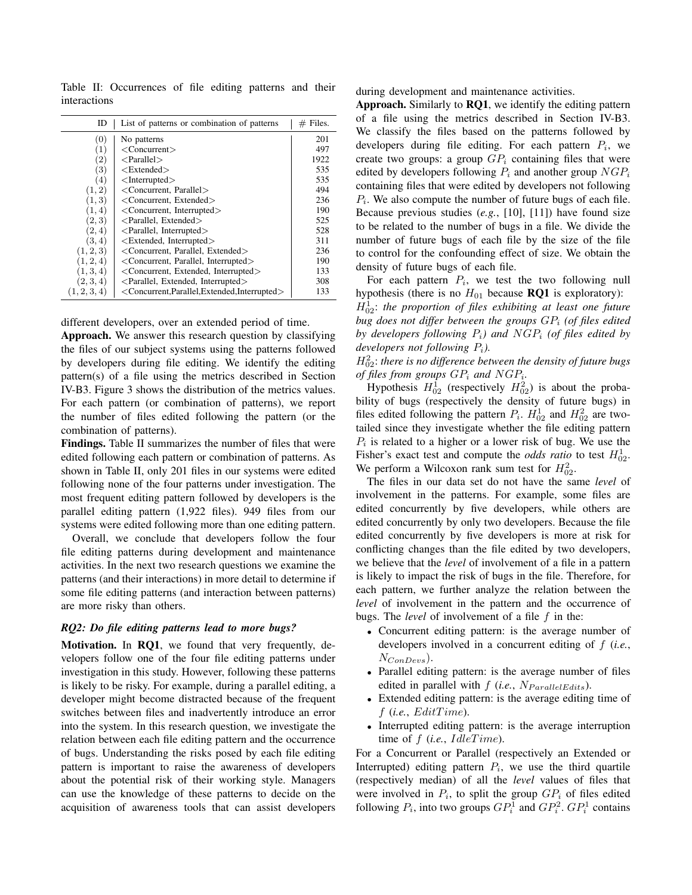Table II: Occurrences of file editing patterns and their interactions

| ID | List of patterns or combination of patterns | # Files. |
|---|---|---|
| (0) | No patterns | 201 |
| (1) | <Concurrent> | 497 |
| (2) | <Parallel> | 1922 |
| (3) | <Extended> | 535 |
| (4) | <Interrupted> | 535 |
| (1, 2) | <Concurrent, Parallel> | 494 |
| (1, 3) | <Concurrent, Extended> | 236 |
| (1, 4) | <Concurrent, Interrupted> | 190 |
| (2, 3) | <Parallel, Extended> | 525 |
| (2, 4) | <Parallel, Interrupted> | 528 |
| (3, 4) | <Extended, Interrupted> | 311 |
| (1, 2, 3) | <Concurrent, Parallel, Extended> | 236 |
| (1, 2, 4) | <Concurrent, Parallel, Interrupted> | 190 |
| (1, 3, 4) | <Concurrent, Extended, Interrupted> | 133 |
| (2, 3, 4) | <Parallel, Extended, Interrupted> | 308 |
| (1, 2, 3, 4) | <Concurrent,Parallel,Extended,Interrupted> | 133 |

different developers, over an extended period of time.

**Approach.** We answer this research question by classifying the files of our subject systems using the patterns followed by developers during file editing. We identify the editing pattern(s) of a file using the metrics described in Section IV-B3. Figure 3 shows the distribution of the metrics values. For each pattern (or combination of patterns), we report the number of files edited following the pattern (or the combination of patterns).

**Findings.** Table II summarizes the number of files that were edited following each pattern or combination of patterns. As shown in Table II, only 201 files in our systems were edited following none of the four patterns under investigation. The most frequent editing pattern followed by developers is the parallel editing pattern (1,922 files). 949 files from our systems were edited following more than one editing pattern.

Overall, we conclude that developers follow the four file editing patterns during development and maintenance activities. In the next two research questions we examine the patterns (and their interactions) in more detail to determine if some file editing patterns (and interaction between patterns) are more risky than others.

### *RQ2: Do file editing patterns lead to more bugs?*

**Motivation.** In **RQ1**, we found that very frequently, developers follow one of the four file editing patterns under investigation in this study. However, following these patterns is likely to be risky. For example, during a parallel editing, a developer might become distracted because of the frequent switches between files and inadvertently introduce an error into the system. In this research question, we investigate the relation between each file editing pattern and the occurrence of bugs. Understanding the risks posed by each file editing pattern is important to raise the awareness of developers about the potential risk of their working style. Managers can use the knowledge of these patterns to decide on the acquisition of awareness tools that can assist developers during development and maintenance activities.

**Approach.** Similarly to **RQ1**, we identify the editing pattern of a file using the metrics described in Section IV-B3. We classify the files based on the patterns followed by developers during file editing. For each pattern $P_i$, we create two groups: a group $GP_i$ containing files that were edited by developers following $P_i$ and another group $NGP_i$ containing files that were edited by developers not following $P_i$. We also compute the number of future bugs of each file. Because previous studies (*e.g.*, [10], [11]) have found size to be related to the number of bugs in a file. We divide the number of future bugs of each file by the size of the file to control for the confounding effect of size. We obtain the density of future bugs of each file.

For each pattern $P_i$, we test the two following null hypothesis (there is no $H_{01}$ because **RQ1** is exploratory):

$H_{02}^1$: *the proportion of files exhibiting at least one future bug does not differ between the groups $GP_i$ (of files edited by developers following $P_i$) and $NGP_i$ (of files edited by developers not following $P_i$).*

$H_{02}^2$: *there is no difference between the density of future bugs of files from groups $GP_i$ and $NGP_i$.*

Hypothesis $H_{02}^1$ (respectively $H_{02}^2$) is about the probability of bugs (respectively the density of future bugs) in files edited following the pattern $P_i$. $H_{02}^1$ and $H_{02}^2$ are two-tailed since they investigate whether the file editing pattern $P_i$ is related to a higher or a lower risk of bug. We use the Fisher's exact test and compute the *odds ratio* to test $H_{02}^1$. We perform a Wilcoxon rank sum test for $H_{02}^2$.

The files in our data set do not have the same *level* of involvement in the patterns. For example, some files are edited concurrently by five developers, while others are edited concurrently by only two developers. Because the file edited concurrently by five developers is more at risk for conflicting changes than the file edited by two developers, we believe that the *level* of involvement of a file in a pattern is likely to impact the risk of bugs in the file. Therefore, for each pattern, we further analyze the relation between the *level* of involvement in the pattern and the occurrence of bugs. The *level* of involvement of a file $f$ in the:

- Concurrent editing pattern: is the average number of developers involved in a concurrent editing of $f$ (*i.e.*, $N_{ConDevs}$).
- Parallel editing pattern: is the average number of files edited in parallel with $f$ (*i.e.*, $N_{ParallelEdits}$).
- Extended editing pattern: is the average editing time of $f$ (*i.e.*, $EditTime$).
- Interrupted editing pattern: is the average interruption time of $f$ (*i.e.*, $IdleTime$).

For a Concurrent or Parallel (respectively an Extended or Interrupted) editing pattern $P_i$, we use the third quartile (respectively median) of all the *level* values of files that were involved in $P_i$, to split the group $GP_i$ of files edited following $P_i$, into two groups $GP_i^1$ and $GP_i^2$. $GP_i^1$ contains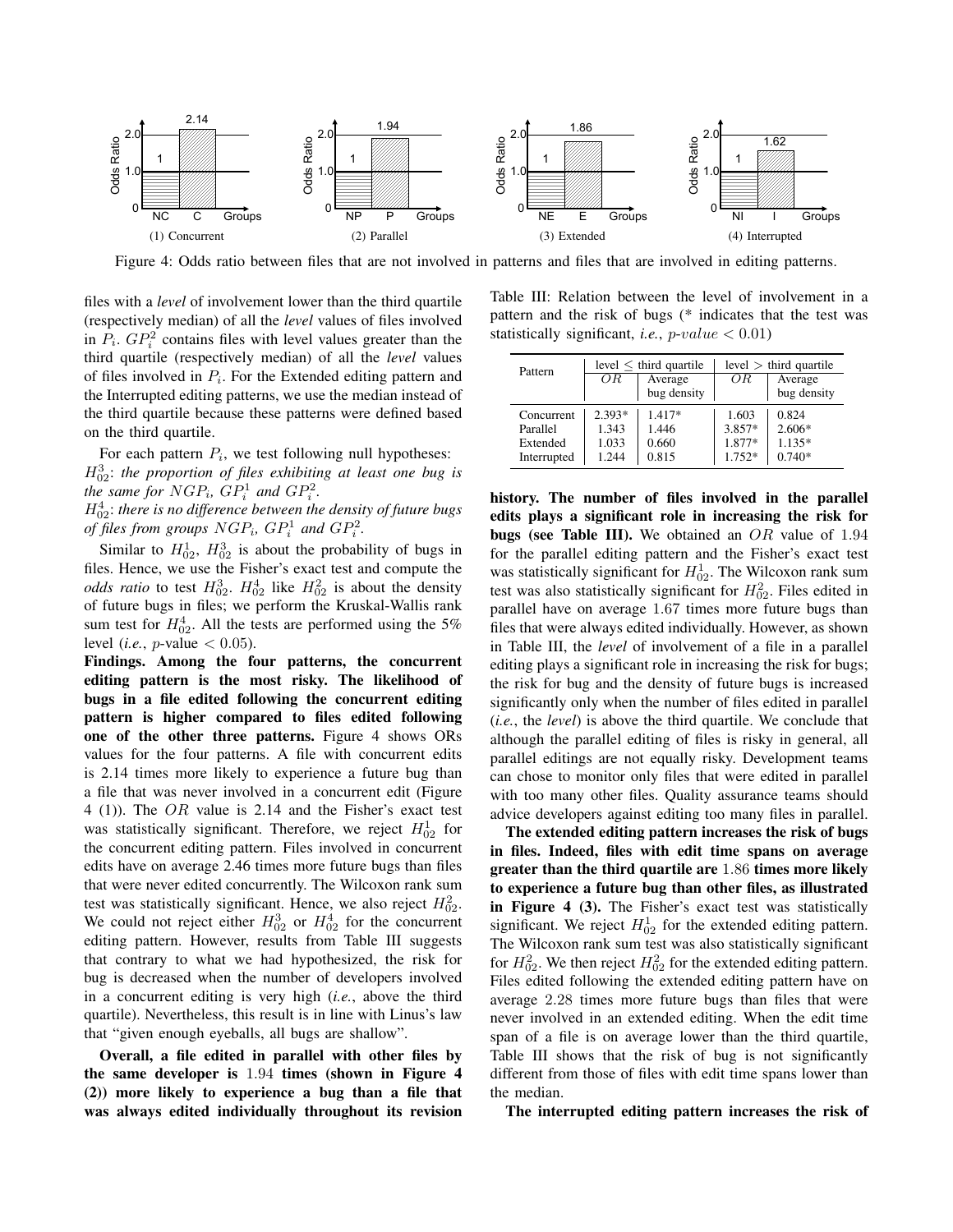Figure 4: Odds ratio between files that are not involved in patterns and files that are involved in editing patterns.

files with a *level* of involvement lower than the third quartile (respectively median) of all the *level* values of files involved in $P_i$. $GP_i^2$ contains files with level values greater than the third quartile (respectively median) of all the *level* values of files involved in $P_i$. For the Extended editing pattern and the Interrupted editing patterns, we use the median instead of the third quartile because these patterns were defined based on the third quartile.

For each pattern $P_i$, we test following null hypotheses:
$H_{02}^3$: *the proportion of files exhibiting at least one bug is the same for $NGP_i$, $GP_i^1$ and $GP_i^2$.*
$H_{02}^4$: *there is no difference between the density of future bugs of files from groups $NGP_i$, $GP_i^1$ and $GP_i^2$.*

Similar to $H_{02}^1$, $H_{02}^3$ is about the probability of bugs in files. Hence, we use the Fisher's exact test and compute the *odds ratio* to test $H_{02}^3$. $H_{02}^4$ like $H_{02}^2$ is about the density of future bugs in files; we perform the Kruskal-Wallis rank sum test for $H_{02}^4$. All the tests are performed using the 5% level (*i.e.*, $p$-value $< 0.05$).

**Findings. Among the four patterns, the concurrent editing pattern is the most risky. The likelihood of bugs in a file edited following the concurrent editing pattern is higher compared to files edited following one of the other three patterns.** Figure 4 shows ORs values for the four patterns. A file with concurrent edits is 2.14 times more likely to experience a future bug than a file that was never involved in a concurrent edit (Figure 4 (1)). The $OR$ value is 2.14 and the Fisher's exact test was statistically significant. Therefore, we reject $H_{02}^1$ for the concurrent editing pattern. Files involved in concurrent edits have on average 2.46 times more future bugs than files that were never edited concurrently. The Wilcoxon rank sum test was statistically significant. Hence, we also reject $H_{02}^2$. We could not reject either $H_{02}^3$ or $H_{02}^4$ for the concurrent editing pattern. However, results from Table III suggests that contrary to what we had hypothesized, the risk for bug is decreased when the number of developers involved in a concurrent editing is very high (*i.e.*, above the third quartile). Nevertheless, this result is in line with Linus's law that "given enough eyeballs, all bugs are shallow".

**Overall, a file edited in parallel with other files by the same developer is 1.94 times (shown in Figure 4 (2)) more likely to experience a bug than a file that was always edited individually throughout its revision history. The number of files involved in the parallel edits plays a significant role in increasing the risk for bugs (see Table III).** We obtained an $OR$ value of 1.94 for the parallel editing pattern and the Fisher's exact test was statistically significant for $H_{02}^1$. The Wilcoxon rank sum test was also statistically significant for $H_{02}^2$. Files edited in parallel have on average 1.67 times more future bugs than files that were always edited individually. However, as shown in Table III, the *level* of involvement of a file in a parallel editing plays a significant role in increasing the risk for bugs; the risk for bug and the density of future bugs is increased significantly only when the number of files edited in parallel (*i.e.*, the *level*) is above the third quartile. We conclude that although the parallel editing of files is risky in general, all parallel editings are not equally risky. Development teams can chose to monitor only files that were edited in parallel with too many other files. Quality assurance teams should advice developers against editing too many files in parallel.

Table III: Relation between the level of involvement in a pattern and the risk of bugs (* indicates that the test was statistically significant, *i.e.*, $p\text{-}value < 0.01$)

| Pattern | level ≤ third quartile | | level > third quartile | |
|---|---|---|---|---|
| | $OR$ | Average bug density | $OR$ | Average bug density |
| Concurrent | 2.393* | 1.417* | 1.603 | 0.824 |
| Parallel | 1.343 | 1.446 | 3.857* | 2.606* |
| Extended | 1.033 | 0.660 | 1.877* | 1.135* |
| Interrupted | 1.244 | 0.815 | 1.752* | 0.740* |

**The extended editing pattern increases the risk of bugs in files. Indeed, files with edit time spans on average greater than the third quartile are 1.86 times more likely to experience a future bug than other files, as illustrated in Figure 4 (3).** The Fisher's exact test was statistically significant. We reject $H_{02}^1$ for the extended editing pattern. The Wilcoxon rank sum test was also statistically significant for $H_{02}^2$. We then reject $H_{02}^2$ for the extended editing pattern. Files edited following the extended editing pattern have on average 2.28 times more future bugs than files that were never involved in an extended editing. When the edit time span of a file is on average lower than the third quartile, Table III shows that the risk of bug is not significantly different from those of files with edit time spans lower than the median.

**The interrupted editing pattern increases the risk of**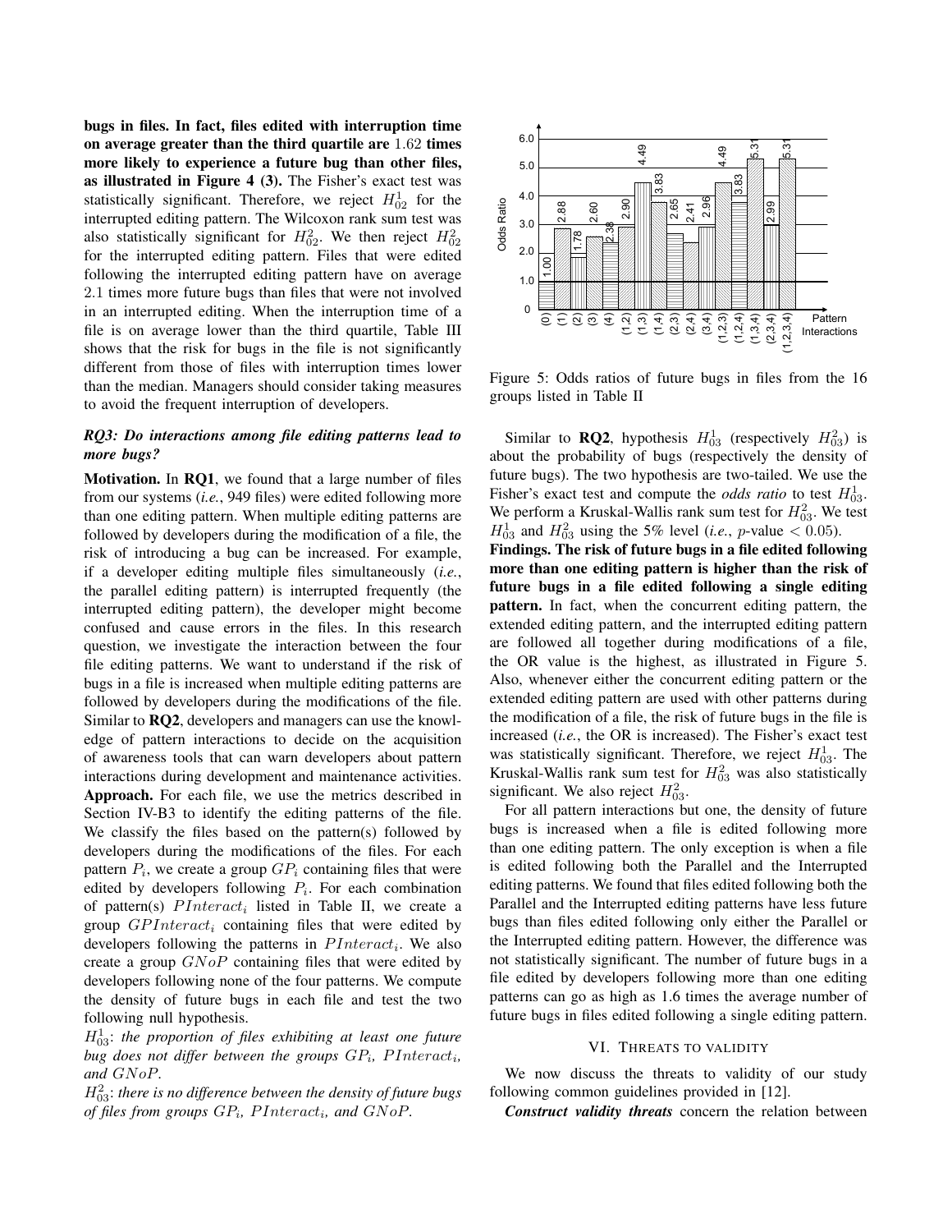**bugs in files. In fact, files edited with interruption time on average greater than the third quartile are** $1.62$ **times more likely to experience a future bug than other files, as illustrated in Figure 4 (3).** The Fisher's exact test was statistically significant. Therefore, we reject $H_{02}^1$ for the interrupted editing pattern. The Wilcoxon rank sum test was also statistically significant for $H_{02}^2$. We then reject $H_{02}^2$ for the interrupted editing pattern. Files that were edited following the interrupted editing pattern have on average 2.1 times more future bugs than files that were not involved in an interrupted editing. When the interruption time of a file is on average lower than the third quartile, Table III shows that the risk for bugs in the file is not significantly different from those of files with interruption times lower than the median. Managers should consider taking measures to avoid the frequent interruption of developers.

### *RQ3: Do interactions among file editing patterns lead to more bugs?*

**Motivation.** In **RQ1**, we found that a large number of files from our systems (*i.e.*, 949 files) were edited following more than one editing pattern. When multiple editing patterns are followed by developers during the modification of a file, the risk of introducing a bug can be increased. For example, if a developer editing multiple files simultaneously (*i.e.*, the parallel editing pattern) is interrupted frequently (the interrupted editing pattern), the developer might become confused and cause errors in the files. In this research question, we investigate the interaction between the four file editing patterns. We want to understand if the risk of bugs in a file is increased when multiple editing patterns are followed by developers during the modifications of the file. Similar to **RQ2**, developers and managers can use the knowledge of pattern interactions to decide on the acquisition of awareness tools that can warn developers about pattern interactions during development and maintenance activities.

**Approach.** For each file, we use the metrics described in Section IV-B3 to identify the editing patterns of the file. We classify the files based on the pattern(s) followed by developers during the modifications of the files. For each pattern $P_i$, we create a group $GP_i$ containing files that were edited by developers following $P_i$. For each combination of pattern(s) $PInteract_i$ listed in Table II, we create a group $GPInteract_i$ containing files that were edited by developers following the patterns in $PInteract_i$. We also create a group $GNoP$ containing files that were edited by developers following none of the four patterns. We compute the density of future bugs in each file and test the two following null hypothesis.

$H_{03}^1$: *the proportion of files exhibiting at least one future bug does not differ between the groups* $GP_i$*,* $PInteract_i$*, and* $GNoP$*.*

$H_{03}^2$: *there is no difference between the density of future bugs of files from groups* $GP_i$*,* $PInteract_i$*, and* $GNoP$*.*

| Pattern Interactions | Odds Ratio |
|---|---|
| (0) | 1.00 |
| (1) | 2.88 |
| (2) | 1.78 |
| (3) | 2.60 |
| (4) | 2.38 |
| (1,2) | 2.90 |
| (1,3) | 4.49 |
| (1,4) | 3.83 |
| (2,3) | 2.65 |
| (2,4) | 2.41 |
| (3,4) | 2.96 |
| (1,2,3) | 4.49 |
| (1,2,4) | 3.83 |
| (1,3,4) | 5.31 |
| (2,3,4) | 2.99 |
| (1,2,3,4) | 5.31 |

Figure 5: Odds ratios of future bugs in files from the 16 groups listed in Table II

Similar to **RQ2**, hypothesis $H_{03}^1$ (respectively $H_{03}^2$) is about the probability of bugs (respectively the density of future bugs). The two hypothesis are two-tailed. We use the Fisher's exact test and compute the *odds ratio* to test $H_{03}^1$. We perform a Kruskal-Wallis rank sum test for $H_{03}^2$. We test $H_{03}^1$ and $H_{03}^2$ using the 5% level (*i.e.*, $p$-value $< 0.05$).

**Findings. The risk of future bugs in a file edited following more than one editing pattern is higher than the risk of future bugs in a file edited following a single editing pattern.** In fact, when the concurrent editing pattern, the extended editing pattern, and the interrupted editing pattern are followed all together during modifications of a file, the OR value is the highest, as illustrated in Figure 5. Also, whenever either the concurrent editing pattern or the extended editing pattern are used with other patterns during the modification of a file, the risk of future bugs in the file is increased (*i.e.*, the OR is increased). The Fisher's exact test was statistically significant. Therefore, we reject $H_{03}^1$. The Kruskal-Wallis rank sum test for $H_{03}^2$ was also statistically significant. We also reject $H_{03}^2$.

For all pattern interactions but one, the density of future bugs is increased when a file is edited following more than one editing pattern. The only exception is when a file is edited following both the Parallel and the Interrupted editing patterns. We found that files edited following both the Parallel and the Interrupted editing patterns have less future bugs than files edited following only either the Parallel or the Interrupted editing pattern. However, the difference was not statistically significant. The number of future bugs in a file edited by developers following more than one editing patterns can go as high as 1.6 times the average number of future bugs in files edited following a single editing pattern.

## VI. Threats to validity

We now discuss the threats to validity of our study following common guidelines provided in [12].

***Construct validity threats*** concern the relation between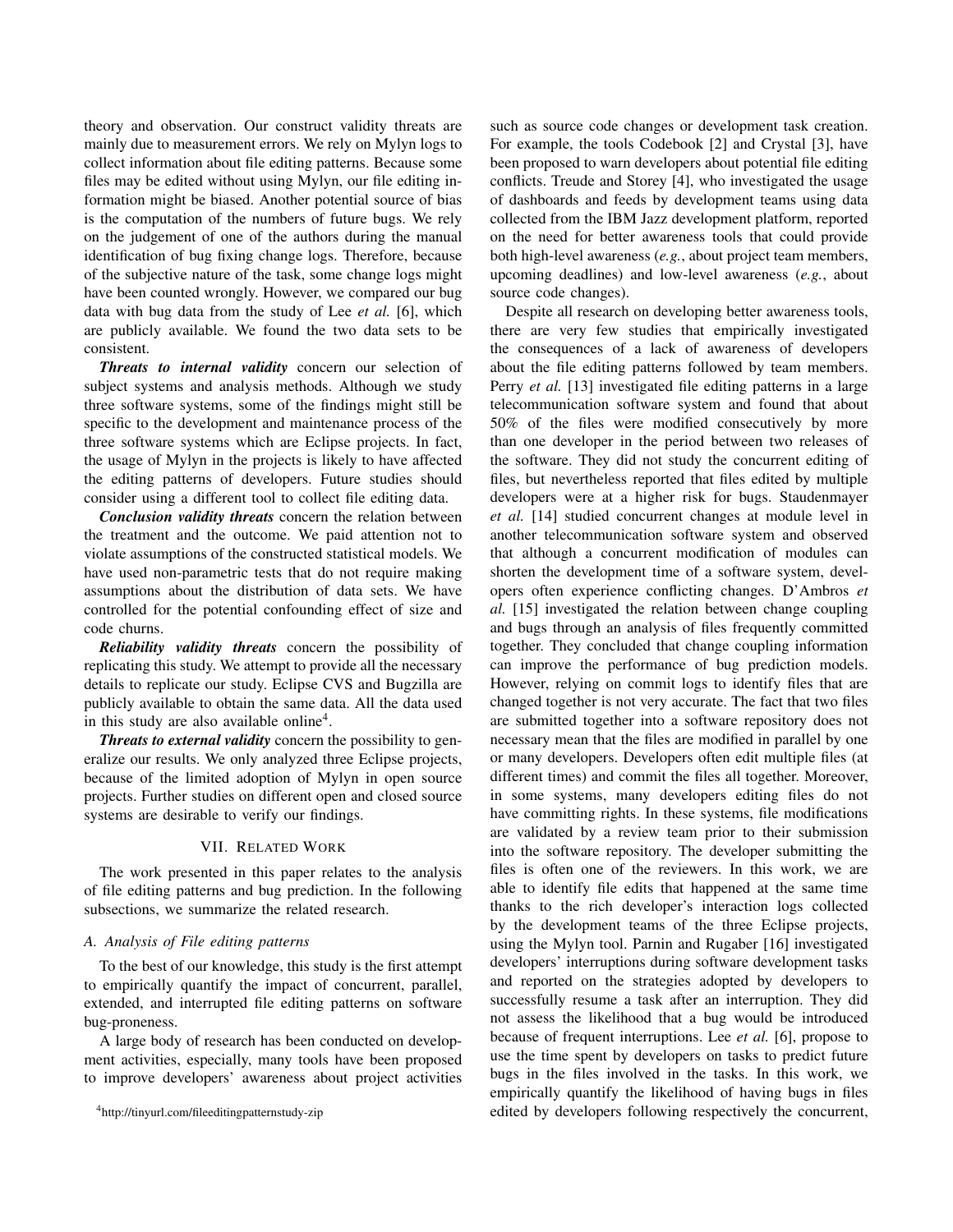theory and observation. Our construct validity threats are mainly due to measurement errors. We rely on Mylyn logs to collect information about file editing patterns. Because some files may be edited without using Mylyn, our file editing information might be biased. Another potential source of bias is the computation of the numbers of future bugs. We rely on the judgement of one of the authors during the manual identification of bug fixing change logs. Therefore, because of the subjective nature of the task, some change logs might have been counted wrongly. However, we compared our bug data with bug data from the study of Lee *et al.* [6], which are publicly available. We found the two data sets to be consistent.

***Threats to internal validity*** concern our selection of subject systems and analysis methods. Although we study three software systems, some of the findings might still be specific to the development and maintenance process of the three software systems which are Eclipse projects. In fact, the usage of Mylyn in the projects is likely to have affected the editing patterns of developers. Future studies should consider using a different tool to collect file editing data.

***Conclusion validity threats*** concern the relation between the treatment and the outcome. We paid attention not to violate assumptions of the constructed statistical models. We have used non-parametric tests that do not require making assumptions about the distribution of data sets. We have controlled for the potential confounding effect of size and code churns.

***Reliability validity threats*** concern the possibility of replicating this study. We attempt to provide all the necessary details to replicate our study. Eclipse CVS and Bugzilla are publicly available to obtain the same data. All the data used in this study are also available online[4].

***Threats to external validity*** concern the possibility to generalize our results. We only analyzed three Eclipse projects, because of the limited adoption of Mylyn in open source projects. Further studies on different open and closed source systems are desirable to verify our findings.

## VII. Related Work

The work presented in this paper relates to the analysis of file editing patterns and bug prediction. In the following subsections, we summarize the related research.

### A. Analysis of File editing patterns

To the best of our knowledge, this study is the first attempt to empirically quantify the impact of concurrent, parallel, extended, and interrupted file editing patterns on software bug-proneness.

A large body of research has been conducted on development activities, especially, many tools have been proposed to improve developers' awareness about project activities such as source code changes or development task creation. For example, the tools Codebook [2] and Crystal [3], have been proposed to warn developers about potential file editing conflicts. Treude and Storey [4], who investigated the usage of dashboards and feeds by development teams using data collected from the IBM Jazz development platform, reported on the need for better awareness tools that could provide both high-level awareness (*e.g.*, about project team members, upcoming deadlines) and low-level awareness (*e.g.*, about source code changes).

Despite all research on developing better awareness tools, there are very few studies that empirically investigated the consequences of a lack of awareness of developers about the file editing patterns followed by team members. Perry *et al.* [13] investigated file editing patterns in a large telecommunication software system and found that about 50% of the files were modified consecutively by more than one developer in the period between two releases of the software. They did not study the concurrent editing of files, but nevertheless reported that files edited by multiple developers were at a higher risk for bugs. Staudenmayer *et al.* [14] studied concurrent changes at module level in another telecommunication software system and observed that although a concurrent modification of modules can shorten the development time of a software system, developers often experience conflicting changes. D'Ambros *et al.* [15] investigated the relation between change coupling and bugs through an analysis of files frequently committed together. They concluded that change coupling information can improve the performance of bug prediction models. However, relying on commit logs to identify files that are changed together is not very accurate. The fact that two files are submitted together into a software repository does not necessary mean that the files are modified in parallel by one or many developers. Developers often edit multiple files (at different times) and commit the files all together. Moreover, in some systems, many developers editing files do not have committing rights. In these systems, file modifications are validated by a review team prior to their submission into the software repository. The developer submitting the files is often one of the reviewers. In this work, we are able to identify file edits that happened at the same time thanks to the rich developer's interaction logs collected by the development teams of the three Eclipse projects, using the Mylyn tool. Parnin and Rugaber [16] investigated developers' interruptions during software development tasks and reported on the strategies adopted by developers to successfully resume a task after an interruption. They did not assess the likelihood that a bug would be introduced because of frequent interruptions. Lee *et al.* [6], propose to use the time spent by developers on tasks to predict future bugs in the files involved in the tasks. In this work, we empirically quantify the likelihood of having bugs in files edited by developers following respectively the concurrent,

[4] http://tinyurl.com/fileeditingpatternstudy-zip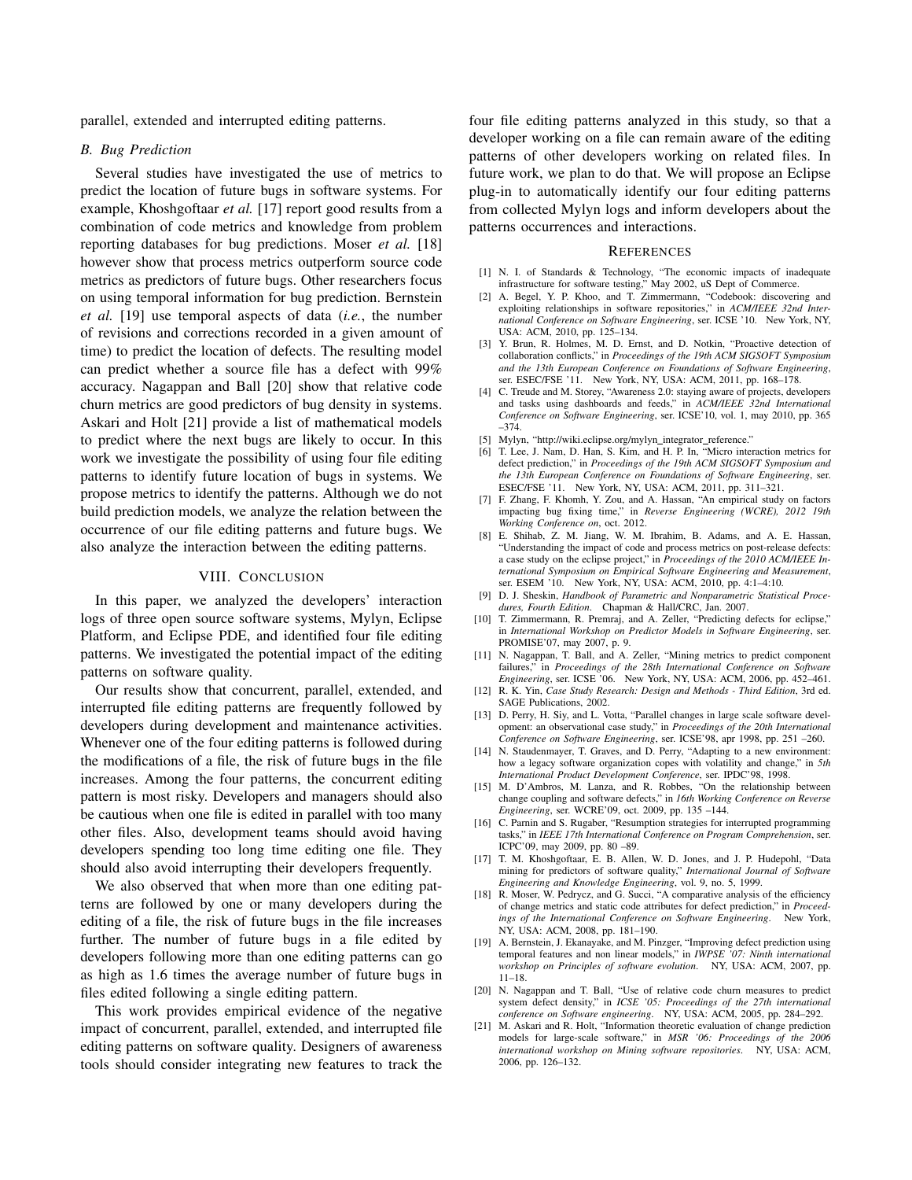parallel, extended and interrupted editing patterns.

### B. Bug Prediction

Several studies have investigated the use of metrics to predict the location of future bugs in software systems. For example, Khoshgoftaar *et al.* [17] report good results from a combination of code metrics and knowledge from problem reporting databases for bug predictions. Moser *et al.* [18] however show that process metrics outperform source code metrics as predictors of future bugs. Other researchers focus on using temporal information for bug prediction. Bernstein *et al.* [19] use temporal aspects of data (*i.e.*, the number of revisions and corrections recorded in a given amount of time) to predict the location of defects. The resulting model can predict whether a source file has a defect with 99% accuracy. Nagappan and Ball [20] show that relative code churn metrics are good predictors of bug density in systems. Askari and Holt [21] provide a list of mathematical models to predict where the next bugs are likely to occur. In this work we investigate the possibility of using four file editing patterns to identify future location of bugs in systems. We propose metrics to identify the patterns. Although we do not build prediction models, we analyze the relation between the occurrence of our file editing patterns and future bugs. We also analyze the interaction between the editing patterns.

## VIII. Conclusion

In this paper, we analyzed the developers' interaction logs of three open source software systems, Mylyn, Eclipse Platform, and Eclipse PDE, and identified four file editing patterns. We investigated the potential impact of the editing patterns on software quality.

Our results show that concurrent, parallel, extended, and interrupted file editing patterns are frequently followed by developers during development and maintenance activities. Whenever one of the four editing patterns is followed during the modifications of a file, the risk of future bugs in the file increases. Among the four patterns, the concurrent editing pattern is most risky. Developers and managers should also be cautious when one file is edited in parallel with too many other files. Also, development teams should avoid having developers spending too long time editing one file. They should also avoid interrupting their developers frequently.

We also observed that when more than one editing patterns are followed by one or many developers during the editing of a file, the risk of future bugs in the file increases further. The number of future bugs in a file edited by developers following more than one editing patterns can go as high as 1.6 times the average number of future bugs in files edited following a single editing pattern.

This work provides empirical evidence of the negative impact of concurrent, parallel, extended, and interrupted file editing patterns on software quality. Designers of awareness tools should consider integrating new features to track the four file editing patterns analyzed in this study, so that a developer working on a file can remain aware of the editing patterns of other developers working on related files. In future work, we plan to do that. We will propose an Eclipse plug-in to automatically identify our four editing patterns from collected Mylyn logs and inform developers about the patterns occurrences and interactions.

## References

[1] N. I. of Standards & Technology, "The economic impacts of inadequate infrastructure for software testing," May 2002, uS Dept of Commerce.

[2] A. Begel, Y. P. Khoo, and T. Zimmermann, "Codebook: discovering and exploiting relationships in software repositories," in *ACM/IEEE 32nd International Conference on Software Engineering*, ser. ICSE '10. New York, NY, USA: ACM, 2010, pp. 125–134.

[3] Y. Brun, R. Holmes, M. D. Ernst, and D. Notkin, "Proactive detection of collaboration conflicts," in *Proceedings of the 19th ACM SIGSOFT Symposium and the 13th European Conference on Foundations of Software Engineering*, ser. ESEC/FSE '11. New York, NY, USA: ACM, 2011, pp. 168–178.

[4] C. Treude and M. Storey, "Awareness 2.0: staying aware of projects, developers and tasks using dashboards and feeds," in *ACM/IEEE 32nd International Conference on Software Engineering*, ser. ICSE'10, vol. 1, may 2010, pp. 365 –374.

[5] Mylyn, "http://wiki.eclipse.org/mylyn_integrator_reference."

[6] T. Lee, J. Nam, D. Han, S. Kim, and H. P. In, "Micro interaction metrics for defect prediction," in *Proceedings of the 19th ACM SIGSOFT Symposium and the 13th European Conference on Foundations of Software Engineering*, ser. ESEC/FSE '11. New York, NY, USA: ACM, 2011, pp. 311–321.

[7] F. Zhang, F. Khomh, Y. Zou, and A. Hassan, "An empirical study on factors impacting bug fixing time," in *Reverse Engineering (WCRE), 2012 19th Working Conference on*, oct. 2012.

[8] E. Shihab, Z. M. Jiang, W. M. Ibrahim, B. Adams, and A. E. Hassan, "Understanding the impact of code and process metrics on post-release defects: a case study on the eclipse project," in *Proceedings of the 2010 ACM/IEEE International Symposium on Empirical Software Engineering and Measurement*, ser. ESEM '10. New York, NY, USA: ACM, 2010, pp. 4:1–4:10.

[9] D. J. Sheskin, *Handbook of Parametric and Nonparametric Statistical Procedures, Fourth Edition*. Chapman & Hall/CRC, Jan. 2007.

[10] T. Zimmermann, R. Premraj, and A. Zeller, "Predicting defects for eclipse," in *International Workshop on Predictor Models in Software Engineering*, ser. PROMISE'07, may 2007, p. 9.

[11] N. Nagappan, T. Ball, and A. Zeller, "Mining metrics to predict component failures," in *Proceedings of the 28th International Conference on Software Engineering*, ser. ICSE '06. New York, NY, USA: ACM, 2006, pp. 452–461.

[12] R. K. Yin, *Case Study Research: Design and Methods - Third Edition*, 3rd ed. SAGE Publications, 2002.

[13] D. Perry, H. Siy, and L. Votta, "Parallel changes in large scale software development: an observational case study," in *Proceedings of the 20th International Conference on Software Engineering*, ser. ICSE'98, apr 1998, pp. 251 –260.

[14] N. Staudenmayer, T. Graves, and D. Perry, "Adapting to a new environment: how a legacy software organization copes with volatility and change," in *5th International Product Development Conference*, ser. IPDC'98, 1998.

[15] M. D'Ambros, M. Lanza, and R. Robbes, "On the relationship between change coupling and software defects," in *16th Working Conference on Reverse Engineering*, ser. WCRE'09, oct. 2009, pp. 135 –144.

[16] C. Parnin and S. Rugaber, "Resumption strategies for interrupted programming tasks," in *IEEE 17th International Conference on Program Comprehension*, ser. ICPC'09, may 2009, pp. 80 –89.

[17] T. M. Khoshgoftaar, E. B. Allen, W. D. Jones, and J. P. Hudepohl, "Data mining for predictors of software quality," *International Journal of Software Engineering and Knowledge Engineering*, vol. 9, no. 5, 1999.

[18] R. Moser, W. Pedrycz, and G. Succi, "A comparative analysis of the efficiency of change metrics and static code attributes for defect prediction," in *Proceedings of the International Conference on Software Engineering*. New York, NY, USA: ACM, 2008, pp. 181–190.

[19] A. Bernstein, J. Ekanayake, and M. Pinzger, "Improving defect prediction using temporal features and non linear models," in *IWPSE '07: Ninth international workshop on Principles of software evolution*. NY, USA: ACM, 2007, pp. 11–18.

[20] N. Nagappan and T. Ball, "Use of relative code churn measures to predict system defect density," in *ICSE '05: Proceedings of the 27th international conference on Software engineering*. NY, USA: ACM, 2005, pp. 284–292.

[21] M. Askari and R. Holt, "Information theoretic evaluation of change prediction models for large-scale software," in *MSR '06: Proceedings of the 2006 international workshop on Mining software repositories*. NY, USA: ACM, 2006, pp. 126–132.